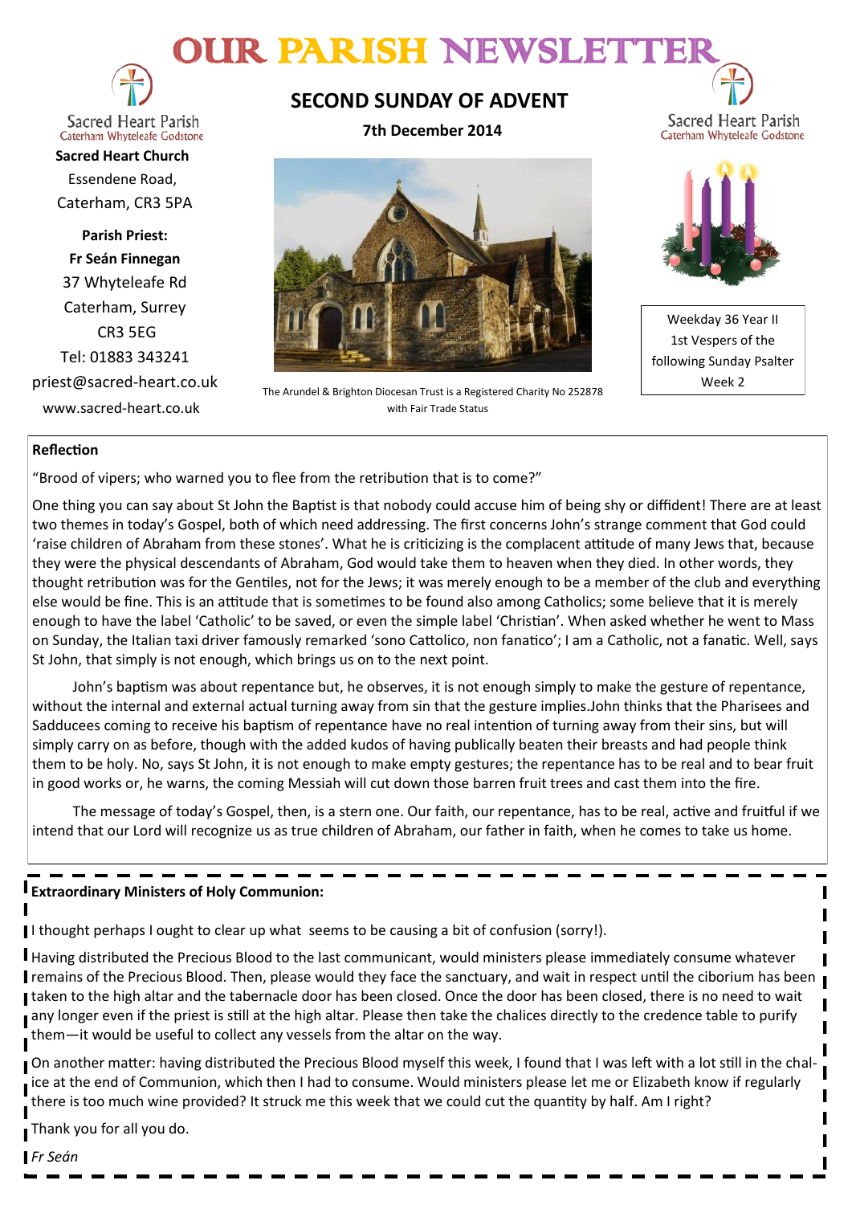# OUR PARISH NEWSLETTER

## SECOND SUNDAY OF ADVENT

**7th December 2014**

Sacred Heart Parish
Caterham Whyteleafe Godstone

**Sacred Heart Church**
Essendene Road,
Caterham, CR3 5PA

**Parish Priest:**
**Fr Seán Finnegan**
37 Whyteleafe Rd
Caterham, Surrey
CR3 5EG
Tel: 01883 343241
priest@sacred-heart.co.uk
www.sacred-heart.co.uk

The Arundel & Brighton Diocesan Trust is a Registered Charity No 252878 with Fair Trade Status

Weekday 36 Year II
1st Vespers of the following Sunday Psalter Week 2

### Reflection

"Brood of vipers; who warned you to flee from the retribution that is to come?"

One thing you can say about St John the Baptist is that nobody could accuse him of being shy or diffident! There are at least two themes in today's Gospel, both of which need addressing. The first concerns John's strange comment that God could 'raise children of Abraham from these stones'. What he is criticizing is the complacent attitude of many Jews that, because they were the physical descendants of Abraham, God would take them to heaven when they died. In other words, they thought retribution was for the Gentiles, not for the Jews; it was merely enough to be a member of the club and everything else would be fine. This is an attitude that is sometimes to be found also among Catholics; some believe that it is merely enough to have the label 'Catholic' to be saved, or even the simple label 'Christian'. When asked whether he went to Mass on Sunday, the Italian taxi driver famously remarked 'sono Cattolico, non fanatico'; I am a Catholic, not a fanatic. Well, says St John, that simply is not enough, which brings us on to the next point.

John's baptism was about repentance but, he observes, it is not enough simply to make the gesture of repentance, without the internal and external actual turning away from sin that the gesture implies.John thinks that the Pharisees and Sadducees coming to receive his baptism of repentance have no real intention of turning away from their sins, but will simply carry on as before, though with the added kudos of having publically beaten their breasts and had people think them to be holy. No, says St John, it is not enough to make empty gestures; the repentance has to be real and to bear fruit in good works or, he warns, the coming Messiah will cut down those barren fruit trees and cast them into the fire.

The message of today's Gospel, then, is a stern one. Our faith, our repentance, has to be real, active and fruitful if we intend that our Lord will recognize us as true children of Abraham, our father in faith, when he comes to take us home.

### Extraordinary Ministers of Holy Communion:

I thought perhaps I ought to clear up what seems to be causing a bit of confusion (sorry!).

Having distributed the Precious Blood to the last communicant, would ministers please immediately consume whatever remains of the Precious Blood. Then, please would they face the sanctuary, and wait in respect until the ciborium has been taken to the high altar and the tabernacle door has been closed. Once the door has been closed, there is no need to wait any longer even if the priest is still at the high altar. Please then take the chalices directly to the credence table to purify them—it would be useful to collect any vessels from the altar on the way.

On another matter: having distributed the Precious Blood myself this week, I found that I was left with a lot still in the chalice at the end of Communion, which then I had to consume. Would ministers please let me or Elizabeth know if regularly there is too much wine provided? It struck me this week that we could cut the quantity by half. Am I right?

Thank you for all you do.

*Fr Seán*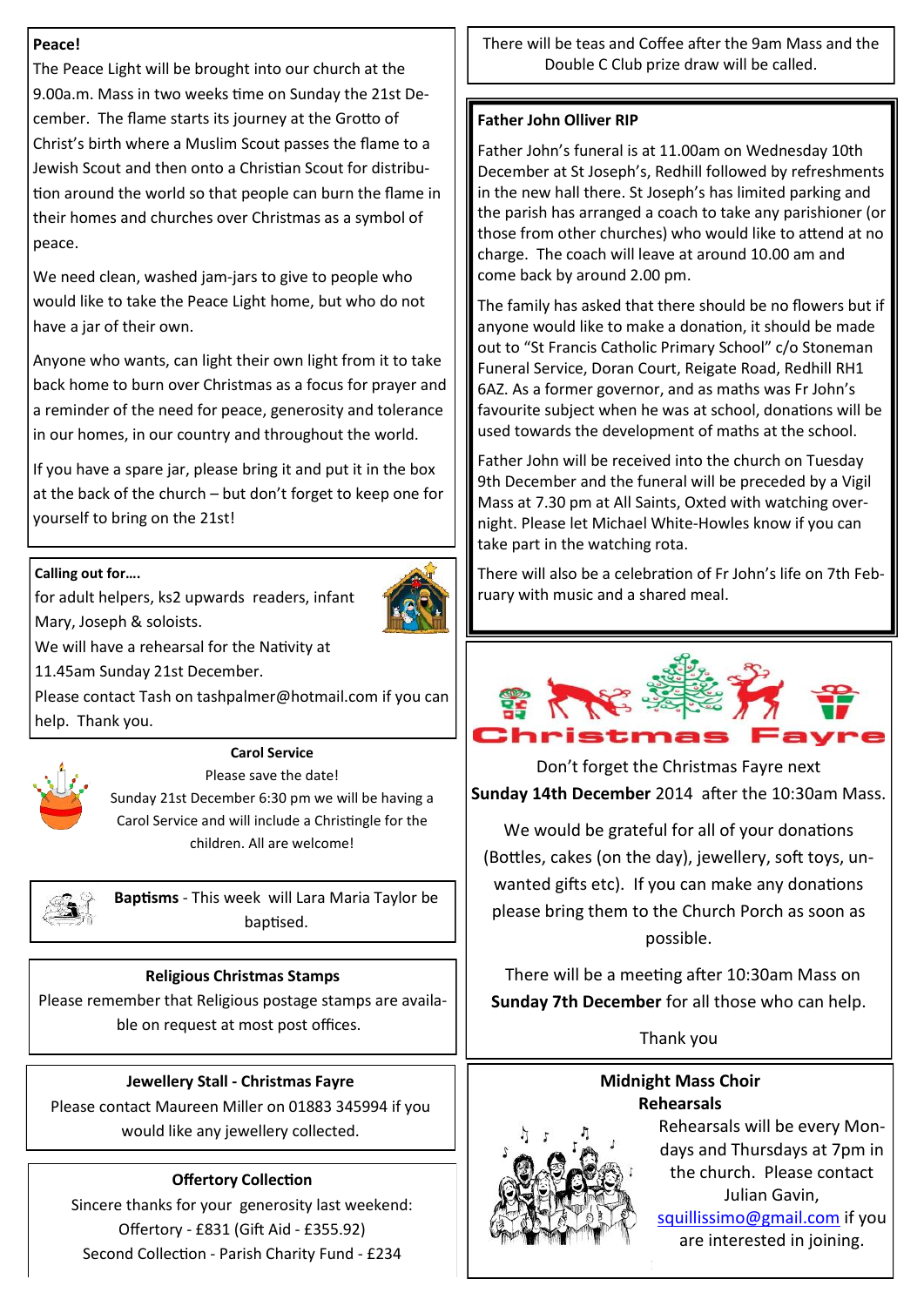**Peace!**

The Peace Light will be brought into our church at the 9.00a.m. Mass in two weeks time on Sunday the 21st December. The flame starts its journey at the Grotto of Christ's birth where a Muslim Scout passes the flame to a Jewish Scout and then onto a Christian Scout for distribution around the world so that people can burn the flame in their homes and churches over Christmas as a symbol of peace.

We need clean, washed jam-jars to give to people who would like to take the Peace Light home, but who do not have a jar of their own.

Anyone who wants, can light their own light from it to take back home to burn over Christmas as a focus for prayer and a reminder of the need for peace, generosity and tolerance in our homes, in our country and throughout the world.

If you have a spare jar, please bring it and put it in the box at the back of the church – but don't forget to keep one for yourself to bring on the 21st!

**Calling out for….**

for adult helpers, ks2 upwards readers, infant Mary, Joseph & soloists.

We will have a rehearsal for the Nativity at 11.45am Sunday 21st December.

Please contact Tash on tashpalmer@hotmail.com if you can help. Thank you.

**Carol Service**

Please save the date!

Sunday 21st December 6:30 pm we will be having a Carol Service and will include a Christingle for the children. All are welcome!

**Baptisms** - This week will Lara Maria Taylor be baptised.

**Religious Christmas Stamps**

Please remember that Religious postage stamps are available on request at most post offices.

**Jewellery Stall - Christmas Fayre**

Please contact Maureen Miller on 01883 345994 if you would like any jewellery collected.

**Offertory Collection**

Sincere thanks for your generosity last weekend:
Offertory - £831 (Gift Aid - £355.92)
Second Collection - Parish Charity Fund - £234

There will be teas and Coffee after the 9am Mass and the Double C Club prize draw will be called.

**Father John Olliver RIP**

Father John's funeral is at 11.00am on Wednesday 10th December at St Joseph's, Redhill followed by refreshments in the new hall there. St Joseph's has limited parking and the parish has arranged a coach to take any parishioner (or those from other churches) who would like to attend at no charge. The coach will leave at around 10.00 am and come back by around 2.00 pm.

The family has asked that there should be no flowers but if anyone would like to make a donation, it should be made out to "St Francis Catholic Primary School" c/o Stoneman Funeral Service, Doran Court, Reigate Road, Redhill RH1 6AZ. As a former governor, and as maths was Fr John's favourite subject when he was at school, donations will be used towards the development of maths at the school.

Father John will be received into the church on Tuesday 9th December and the funeral will be preceded by a Vigil Mass at 7.30 pm at All Saints, Oxted with watching overnight. Please let Michael White-Howles know if you can take part in the watching rota.

There will also be a celebration of Fr John's life on 7th February with music and a shared meal.

**Christmas Fayre**

Don't forget the Christmas Fayre next **Sunday 14th December** 2014 after the 10:30am Mass.

We would be grateful for all of your donations (Bottles, cakes (on the day), jewellery, soft toys, unwanted gifts etc). If you can make any donations please bring them to the Church Porch as soon as possible.

There will be a meeting after 10:30am Mass on **Sunday 7th December** for all those who can help.

Thank you

**Midnight Mass Choir Rehearsals**

Rehearsals will be every Mondays and Thursdays at 7pm in the church. Please contact Julian Gavin, squillissimo@gmail.com if you are interested in joining.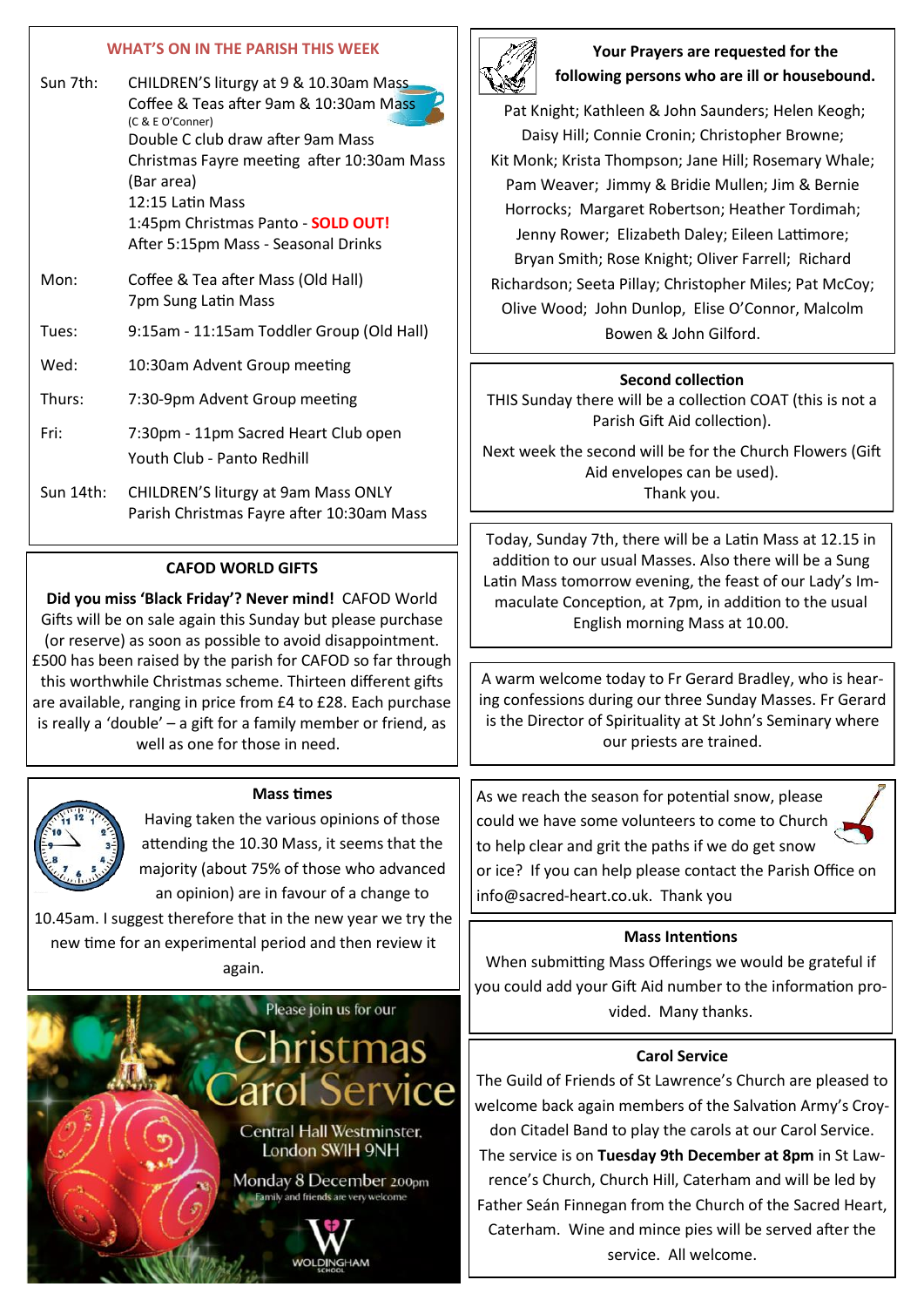## WHAT'S ON IN THE PARISH THIS WEEK

| | |
|---|---|
| Sun 7th: | CHILDREN'S liturgy at 9 & 10.30am Mass<br>Coffee & Teas after 9am & 10:30am Mass<br>(C & E O'Conner)<br>Double C club draw after 9am Mass<br>Christmas Fayre meeting after 10:30am Mass (Bar area)<br>12:15 Latin Mass<br>1:45pm Christmas Panto - **SOLD OUT!**<br>After 5:15pm Mass - Seasonal Drinks |
| Mon: | Coffee & Tea after Mass (Old Hall)<br>7pm Sung Latin Mass |
| Tues: | 9:15am - 11:15am Toddler Group (Old Hall) |
| Wed: | 10:30am Advent Group meeting |
| Thurs: | 7:30-9pm Advent Group meeting |
| Fri: | 7:30pm - 11pm Sacred Heart Club open<br>Youth Club - Panto Redhill |
| Sun 14th: | CHILDREN'S liturgy at 9am Mass ONLY<br>Parish Christmas Fayre after 10:30am Mass |

### CAFOD WORLD GIFTS

**Did you miss 'Black Friday'? Never mind!** CAFOD World Gifts will be on sale again this Sunday but please purchase (or reserve) as soon as possible to avoid disappointment. £500 has been raised by the parish for CAFOD so far through this worthwhile Christmas scheme. Thirteen different gifts are available, ranging in price from £4 to £28. Each purchase is really a 'double' – a gift for a family member or friend, as well as one for those in need.

### Mass times

Having taken the various opinions of those attending the 10.30 Mass, it seems that the majority (about 75% of those who advanced an opinion) are in favour of a change to 10.45am. I suggest therefore that in the new year we try the new time for an experimental period and then review it again.

Please join us for our

**Christmas Carol Service**

Central Hall Westminster, London SW1H 9NH

Monday 8 December 2.00pm

Family and friends are very welcome

WOLDINGHAM SCHOOL

### Your Prayers are requested for the following persons who are ill or housebound.

Pat Knight; Kathleen & John Saunders; Helen Keogh; Daisy Hill; Connie Cronin; Christopher Browne; Kit Monk; Krista Thompson; Jane Hill; Rosemary Whale; Pam Weaver; Jimmy & Bridie Mullen; Jim & Bernie Horrocks; Margaret Robertson; Heather Tordimah; Jenny Rower; Elizabeth Daley; Eileen Lattimore; Bryan Smith; Rose Knight; Oliver Farrell; Richard Richardson; Seeta Pillay; Christopher Miles; Pat McCoy; Olive Wood; John Dunlop, Elise O'Connor, Malcolm Bowen & John Gilford.

### Second collection

THIS Sunday there will be a collection COAT (this is not a Parish Gift Aid collection).

Next week the second will be for the Church Flowers (Gift Aid envelopes can be used).

Thank you.

Today, Sunday 7th, there will be a Latin Mass at 12.15 in addition to our usual Masses. Also there will be a Sung Latin Mass tomorrow evening, the feast of our Lady's Immaculate Conception, at 7pm, in addition to the usual English morning Mass at 10.00.

A warm welcome today to Fr Gerard Bradley, who is hearing confessions during our three Sunday Masses. Fr Gerard is the Director of Spirituality at St John's Seminary where our priests are trained.

As we reach the season for potential snow, please could we have some volunteers to come to Church to help clear and grit the paths if we do get snow or ice? If you can help please contact the Parish Office on info@sacred-heart.co.uk. Thank you

### Mass Intentions

When submitting Mass Offerings we would be grateful if you could add your Gift Aid number to the information provided. Many thanks.

### Carol Service

The Guild of Friends of St Lawrence's Church are pleased to welcome back again members of the Salvation Army's Croydon Citadel Band to play the carols at our Carol Service. The service is on **Tuesday 9th December at 8pm** in St Lawrence's Church, Church Hill, Caterham and will be led by Father Seán Finnegan from the Church of the Sacred Heart, Caterham. Wine and mince pies will be served after the service. All welcome.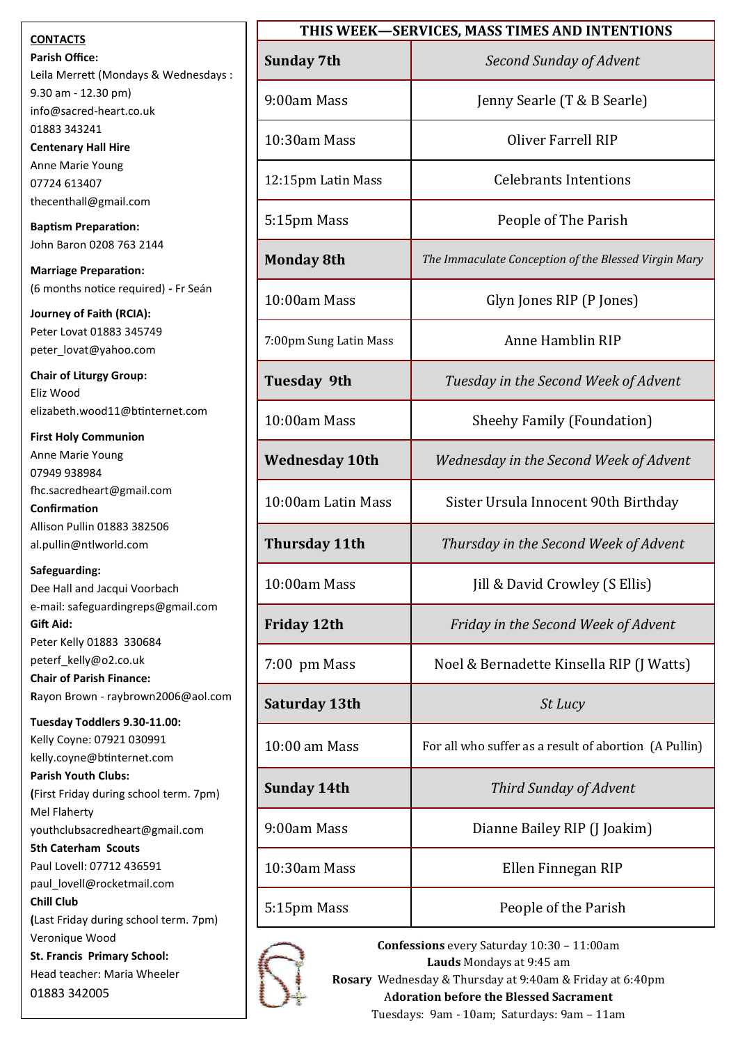**CONTACTS**

**Parish Office:**
Leila Merrett (Mondays & Wednesdays : 9.30 am - 12.30 pm)
info@sacred-heart.co.uk
01883 343241

**Centenary Hall Hire**
Anne Marie Young
07724 613407
thecenthall@gmail.com

**Baptism Preparation:**
John Baron 0208 763 2144

**Marriage Preparation:**
(6 months notice required) **-** Fr Seán

**Journey of Faith (RCIA):**
Peter Lovat 01883 345749
peter_lovat@yahoo.com

**Chair of Liturgy Group:**
Eliz Wood
elizabeth.wood11@btinternet.com

**First Holy Communion**
Anne Marie Young
07949 938984
fhc.sacredheart@gmail.com

**Confirmation**
Allison Pullin 01883 382506
al.pullin@ntlworld.com

**Safeguarding:**
Dee Hall and Jacqui Voorbach
e-mail: safeguardingreps@gmail.com

**Gift Aid:**
Peter Kelly 01883 330684
peterf_kelly@o2.co.uk

**Chair of Parish Finance:**
**R**ayon Brown - raybrown2006@aol.com

**Tuesday Toddlers 9.30-11.00:**
Kelly Coyne: 07921 030991
kelly.coyne@btinternet.com

**Parish Youth Clubs:**
**(**First Friday during school term. 7pm)
Mel Flaherty
youthclubsacredheart@gmail.com

**5th Caterham Scouts**
Paul Lovell: 07712 436591
paul_lovell@rocketmail.com

**Chill Club**
**(**Last Friday during school term. 7pm)
Veronique Wood

**St. Francis Primary School:**
Head teacher: Maria Wheeler
01883 342005

**THIS WEEK—SERVICES, MASS TIMES AND INTENTIONS**

| | |
|---|---|
| **Sunday 7th** | *Second Sunday of Advent* |
| 9:00am Mass | Jenny Searle (T & B Searle) |
| 10:30am Mass | Oliver Farrell RIP |
| 12:15pm Latin Mass | Celebrants Intentions |
| 5:15pm Mass | People of The Parish |
| **Monday 8th** | *The Immaculate Conception of the Blessed Virgin Mary* |
| 10:00am Mass | Glyn Jones RIP (P Jones) |
| 7:00pm Sung Latin Mass | Anne Hamblin RIP |
| **Tuesday 9th** | *Tuesday in the Second Week of Advent* |
| 10:00am Mass | Sheehy Family (Foundation) |
| **Wednesday 10th** | *Wednesday in the Second Week of Advent* |
| 10:00am Latin Mass | Sister Ursula Innocent 90th Birthday |
| **Thursday 11th** | *Thursday in the Second Week of Advent* |
| 10:00am Mass | Jill & David Crowley (S Ellis) |
| **Friday 12th** | *Friday in the Second Week of Advent* |
| 7:00 pm Mass | Noel & Bernadette Kinsella RIP (J Watts) |
| **Saturday 13th** | *St Lucy* |
| 10:00 am Mass | For all who suffer as a result of abortion (A Pullin) |
| **Sunday 14th** | *Third Sunday of Advent* |
| 9:00am Mass | Dianne Bailey RIP (J Joakim) |
| 10:30am Mass | Ellen Finnegan RIP |
| 5:15pm Mass | People of the Parish |

**Confessions** every Saturday 10:30 – 11:00am
**Lauds** Mondays at 9:45 am
**Rosary** Wednesday & Thursday at 9:40am & Friday at 6:40pm
**Adoration before the Blessed Sacrament**
Tuesdays: 9am - 10am; Saturdays: 9am – 11am